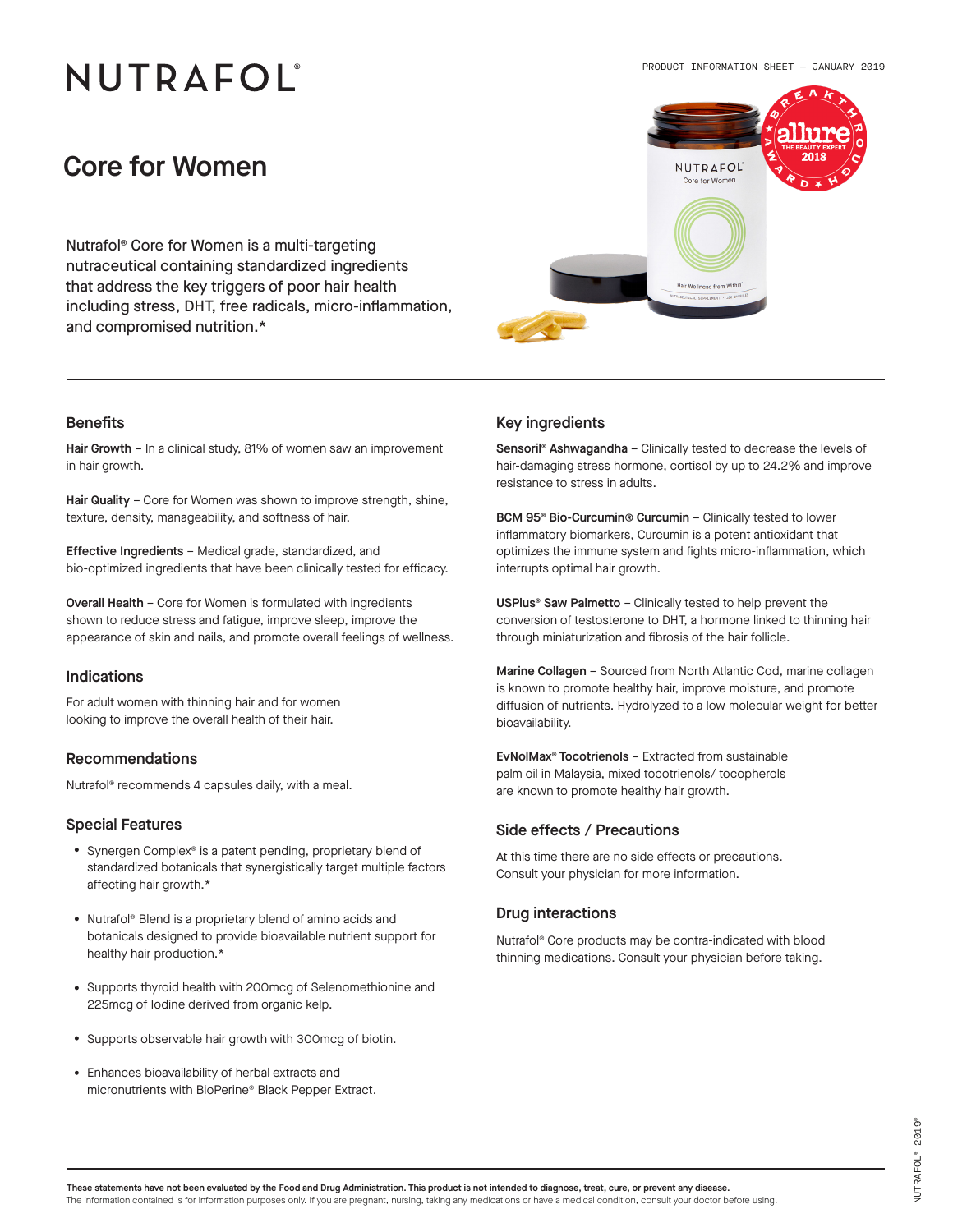NUTRAFOL®

PRODUCT INFORMATION SHEET — JANUARY 2019

# Core for Women

Nutrafol® Core for Women is a multi-targeting nutraceutical containing standardized ingredients that address the key triggers of poor hair health including stress, DHT, free radicals, micro-inflammation, and compromised nutrition.*

## Benefits

**Hair Growth** – In a clinical study, 81% of women saw an improvement in hair growth.

**Hair Quality** – Core for Women was shown to improve strength, shine, texture, density, manageability, and softness of hair.

**Effective Ingredients** – Medical grade, standardized, and bio-optimized ingredients that have been clinically tested for efficacy.

**Overall Health** – Core for Women is formulated with ingredients shown to reduce stress and fatigue, improve sleep, improve the appearance of skin and nails, and promote overall feelings of wellness.

## Indications

For adult women with thinning hair and for women looking to improve the overall health of their hair.

## Recommendations

Nutrafol® recommends 4 capsules daily, with a meal.

## Special Features

- Synergen Complex® is a patent pending, proprietary blend of standardized botanicals that synergistically target multiple factors affecting hair growth.*
- Nutrafol® Blend is a proprietary blend of amino acids and botanicals designed to provide bioavailable nutrient support for healthy hair production.*
- Supports thyroid health with 200mcg of Selenomethionine and 225mcg of Iodine derived from organic kelp.
- Supports observable hair growth with 300mcg of biotin.
- Enhances bioavailability of herbal extracts and micronutrients with BioPerine® Black Pepper Extract.

## Key ingredients

**Sensoril® Ashwagandha** – Clinically tested to decrease the levels of hair-damaging stress hormone, cortisol by up to 24.2% and improve resistance to stress in adults.

**BCM 95® Bio-Curcumin® Curcumin** – Clinically tested to lower inflammatory biomarkers, Curcumin is a potent antioxidant that optimizes the immune system and fights micro-inflammation, which interrupts optimal hair growth.

**USPlus® Saw Palmetto** – Clinically tested to help prevent the conversion of testosterone to DHT, a hormone linked to thinning hair through miniaturization and fibrosis of the hair follicle.

**Marine Collagen** – Sourced from North Atlantic Cod, marine collagen is known to promote healthy hair, improve moisture, and promote diffusion of nutrients. Hydrolyzed to a low molecular weight for better bioavailability.

**EvNolMax® Tocotrienols** – Extracted from sustainable palm oil in Malaysia, mixed tocotrienols/ tocopherols are known to promote healthy hair growth.

## Side effects / Precautions

At this time there are no side effects or precautions. Consult your physician for more information.

## Drug interactions

Nutrafol® Core products may be contra-indicated with blood thinning medications. Consult your physician before taking.

**These statements have not been evaluated by the Food and Drug Administration. This product is not intended to diagnose, treat, cure, or prevent any disease.**
The information contained is for information purposes only. If you are pregnant, nursing, taking any medications or have a medical condition, consult your doctor before using.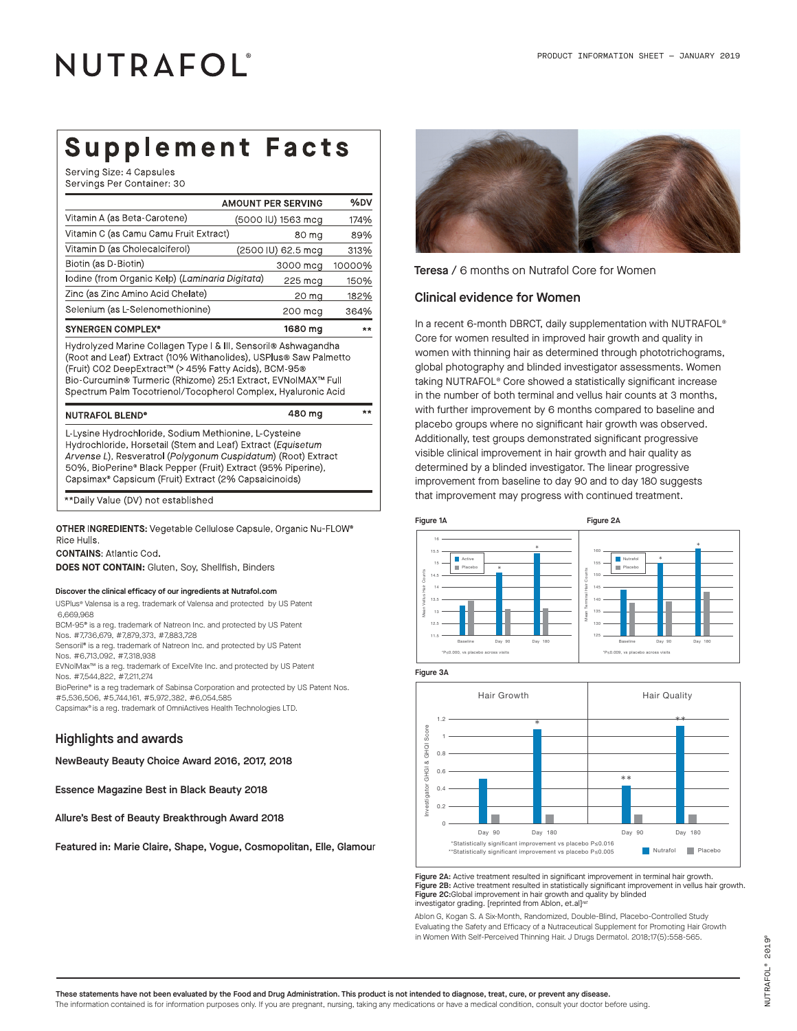# NUTRAFOL®

PRODUCT INFORMATION SHEET — JANUARY 2019

## Supplement Facts

Serving Size: 4 Capsules
Servings Per Container: 30

| | AMOUNT PER SERVING | %DV |
|---|---|---|
| Vitamin A (as Beta-Carotene) | (5000 IU) 1563 mcg | 174% |
| Vitamin C (as Camu Camu Fruit Extract) | 80 mg | 89% |
| Vitamin D (as Cholecalciferol) | (2500 IU) 62.5 mcg | 313% |
| Biotin (as D-Biotin) | 3000 mcg | 10000% |
| Iodine (from Organic Kelp) (*Laminaria Digitata*) | 225 mcg | 150% |
| Zinc (as Zinc Amino Acid Chelate) | 20 mg | 182% |
| Selenium (as L-Selenomethionine) | 200 mcg | 364% |
| **SYNERGEN COMPLEX®** | **1680 mg** | ** |
| Hydrolyzed Marine Collagen Type I & III, Sensoril® Ashwagandha (Root and Leaf) Extract (10% Withanolides), USPlus® Saw Palmetto (Fruit) CO2 DeepExtract™ (> 45% Fatty Acids), BCM-95® Bio-Curcumin® Turmeric (Rhizome) 25:1 Extract, EVNolMAX™ Full Spectrum Palm Tocotrienol/Tocopherol Complex, Hyaluronic Acid | | |
| **NUTRAFOL BLEND®** | **480 mg** | ** |
| L-Lysine Hydrochloride, Sodium Methionine, L-Cysteine Hydrochloride, Horsetail (Stem and Leaf) Extract (*Equisetum Arvense L*), Resveratrol (*Polygonum Cuspidatum*) (Root) Extract 50%, BioPerine® Black Pepper (Fruit) Extract (95% Piperine), Capsimax® Capsicum (Fruit) Extract (2% Capsaicinoids) | | |

**Daily Value (DV) not established

**OTHER INGREDIENTS:** Vegetable Cellulose Capsule, Organic Nu-FLOW® Rice Hulls.
**CONTAINS**: Atlantic Cod.
**DOES NOT CONTAIN:** Gluten, Soy, Shellfish, Binders

**Discover the clinical efficacy of our ingredients at Nutrafol.com**

USPlus® Valensa is a reg. trademark of Valensa and protected by US Patent 6,669,968
BCM-95® is a reg. trademark of Natreon Inc. and protected by US Patent Nos. #7,736,679, #7,879,373, #7,883,728
Sensoril® is a reg. trademark of Natreon Inc. and protected by US Patent Nos. #6,713,092, #7,318,938
EVNolMax™ is a reg. trademark of ExcelVite Inc. and protected by US Patent Nos. #7,544,822, #7,211,274
BioPerine® is a reg trademark of Sabinsa Corporation and protected by US Patent Nos. #5,536,506, #5,744,161, #5,972,382, #6,054,585
Capsimax® is a reg. trademark of OmniActives Health Technologies LTD.

## Highlights and awards

**NewBeauty Beauty Choice Award 2016, 2017, 2018**

**Essence Magazine Best in Black Beauty 2018**

**Allure's Best of Beauty Breakthrough Award 2018**

**Featured in: Marie Claire, Shape, Vogue, Cosmopolitan, Elle, Glamour**

**Teresa** / 6 months on Nutrafol Core for Women

## Clinical evidence for Women

In a recent 6-month DBRCT, daily supplementation with NUTRAFOL® Core for women resulted in improved hair growth and quality in women with thinning hair as determined through phototrichograms, global photography and blinded investigator assessments. Women taking NUTRAFOL® Core showed a statistically significant increase in the number of both terminal and vellus hair counts at 3 months, with further improvement by 6 months compared to baseline and placebo groups where no significant hair growth was observed. Additionally, test groups demonstrated significant progressive visible clinical improvement in hair growth and hair quality as determined by a blinded investigator. The linear progressive improvement from baseline to day 90 and to day 180 suggests that improvement may progress with continued treatment.

**Figure 1A**

Mean Vellus Hair Counts
16
15.5
15
14.5
14
13.5
13
12.5
11.5
Active
Placebo
Baseline
Day 90
Day 180
*P≤0.000, vs placebo across visits

**Figure 2A**

Mean Terminal Hair Counts
160
155
150
145
140
135
130
125
Nutrafol
Placebo
Baseline
Day 90
Day 180
*P≤0.009, vs placebo across visits

**Figure 3A**

Hair Growth
Hair Quality
Investigator GHGI & GHQI Score
1.2
1
0.8
0.6
0.4
0.2
0
Day 90
Day 180
Day 90
Day 180
*Statistically significant improvement vs placebo P≤0.016
**Statistically significant improvement vs placebo P≤0.005
Nutrafol
Placebo

**Figure 2A:** Active treatment resulted in significant improvement in terminal hair growth.
**Figure 2B:** Active treatment resulted in statistically significant improvement in vellus hair growth.
**Figure 2C:** Global improvement in hair growth and quality by blinded investigator grading. [reprinted from Ablon, et.al][ref]

Ablon G, Kogan S. A Six-Month, Randomized, Double-Blind, Placebo-Controlled Study Evaluating the Safety and Efficacy of a Nutraceutical Supplement for Promoting Hair Growth in Women With Self-Perceived Thinning Hair. J Drugs Dermatol. 2018;17(5):558-565.

**These statements have not been evaluated by the Food and Drug Administration. This product is not intended to diagnose, treat, cure, or prevent any disease.**
The information contained is for information purposes only. If you are pregnant, nursing, taking any medications or have a medical condition, consult your doctor before using.

NUTRAFOL® 2019®